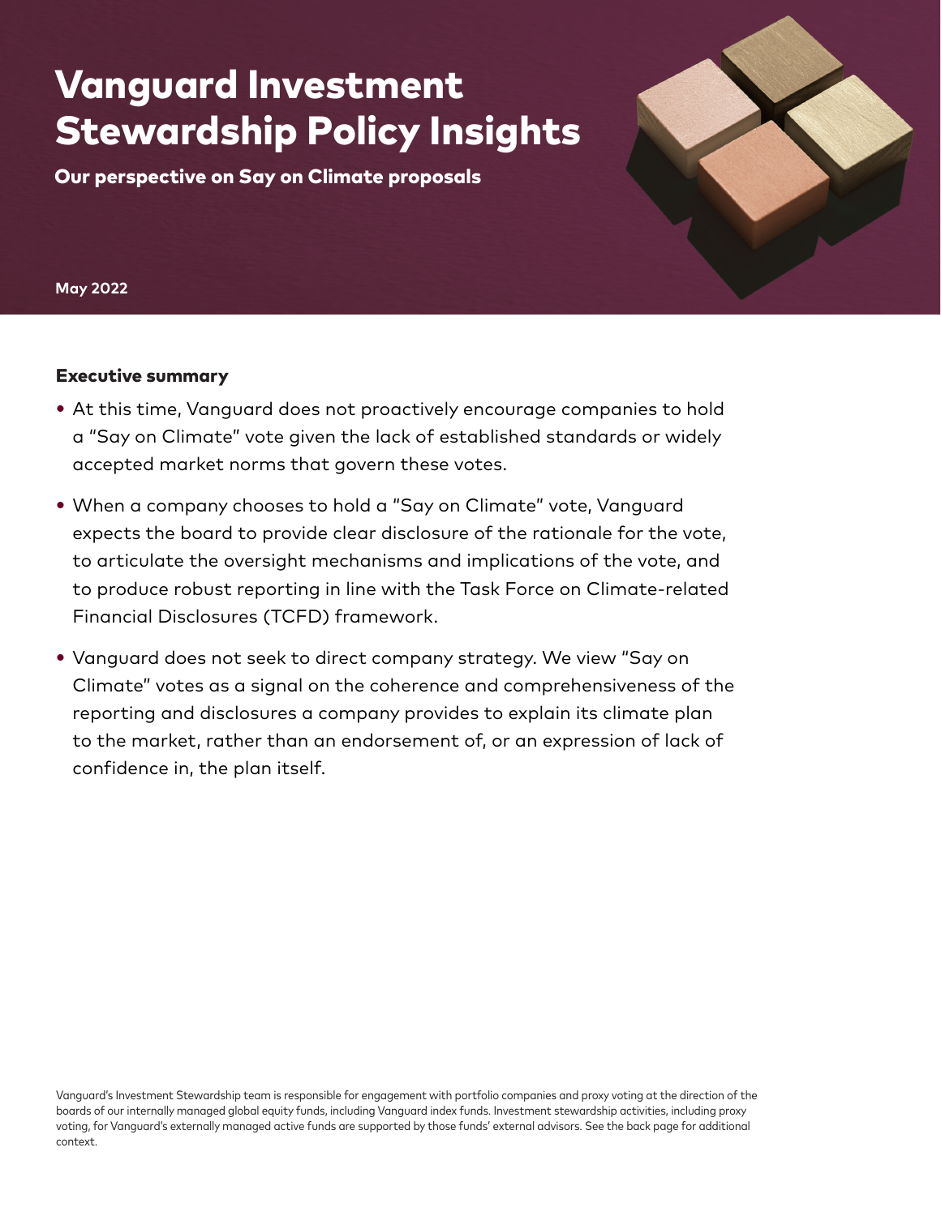# Vanguard Investment Stewardship Policy Insights

**Our perspective on Say on Climate proposals**

May 2022

## Executive summary

- At this time, Vanguard does not proactively encourage companies to hold a "Say on Climate" vote given the lack of established standards or widely accepted market norms that govern these votes.
- When a company chooses to hold a "Say on Climate" vote, Vanguard expects the board to provide clear disclosure of the rationale for the vote, to articulate the oversight mechanisms and implications of the vote, and to produce robust reporting in line with the Task Force on Climate-related Financial Disclosures (TCFD) framework.
- Vanguard does not seek to direct company strategy. We view "Say on Climate" votes as a signal on the coherence and comprehensiveness of the reporting and disclosures a company provides to explain its climate plan to the market, rather than an endorsement of, or an expression of lack of confidence in, the plan itself.

Vanguard's Investment Stewardship team is responsible for engagement with portfolio companies and proxy voting at the direction of the boards of our internally managed global equity funds, including Vanguard index funds. Investment stewardship activities, including proxy voting, for Vanguard's externally managed active funds are supported by those funds' external advisors. See the back page for additional context.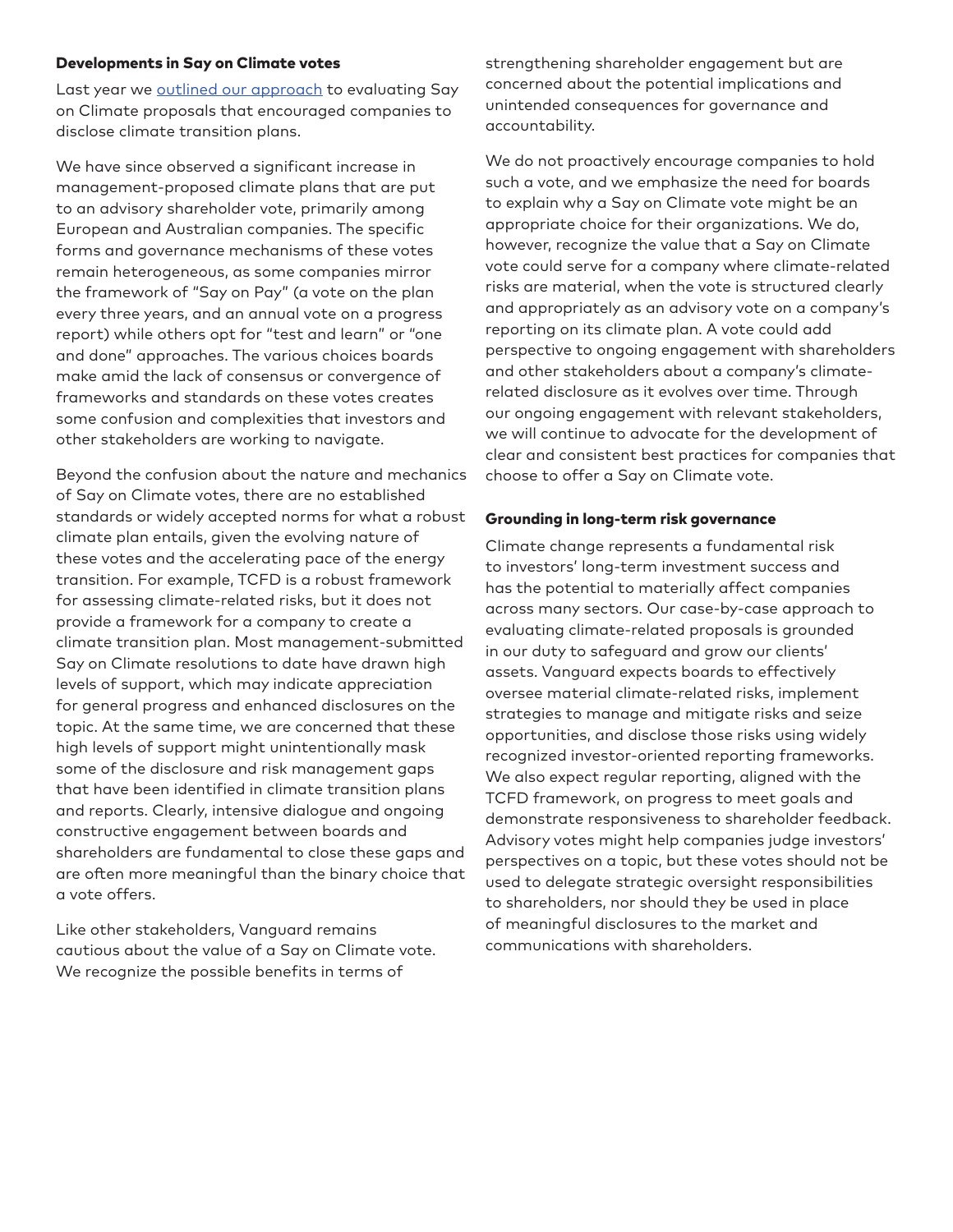### Developments in Say on Climate votes

Last year we [outlined our approach](#) to evaluating Say on Climate proposals that encouraged companies to disclose climate transition plans.

We have since observed a significant increase in management-proposed climate plans that are put to an advisory shareholder vote, primarily among European and Australian companies. The specific forms and governance mechanisms of these votes remain heterogeneous, as some companies mirror the framework of "Say on Pay" (a vote on the plan every three years, and an annual vote on a progress report) while others opt for "test and learn" or "one and done" approaches. The various choices boards make amid the lack of consensus or convergence of frameworks and standards on these votes creates some confusion and complexities that investors and other stakeholders are working to navigate.

Beyond the confusion about the nature and mechanics of Say on Climate votes, there are no established standards or widely accepted norms for what a robust climate plan entails, given the evolving nature of these votes and the accelerating pace of the energy transition. For example, TCFD is a robust framework for assessing climate-related risks, but it does not provide a framework for a company to create a climate transition plan. Most management-submitted Say on Climate resolutions to date have drawn high levels of support, which may indicate appreciation for general progress and enhanced disclosures on the topic. At the same time, we are concerned that these high levels of support might unintentionally mask some of the disclosure and risk management gaps that have been identified in climate transition plans and reports. Clearly, intensive dialogue and ongoing constructive engagement between boards and shareholders are fundamental to close these gaps and are often more meaningful than the binary choice that a vote offers.

Like other stakeholders, Vanguard remains cautious about the value of a Say on Climate vote. We recognize the possible benefits in terms of strengthening shareholder engagement but are concerned about the potential implications and unintended consequences for governance and accountability.

We do not proactively encourage companies to hold such a vote, and we emphasize the need for boards to explain why a Say on Climate vote might be an appropriate choice for their organizations. We do, however, recognize the value that a Say on Climate vote could serve for a company where climate-related risks are material, when the vote is structured clearly and appropriately as an advisory vote on a company's reporting on its climate plan. A vote could add perspective to ongoing engagement with shareholders and other stakeholders about a company's climate-related disclosure as it evolves over time. Through our ongoing engagement with relevant stakeholders, we will continue to advocate for the development of clear and consistent best practices for companies that choose to offer a Say on Climate vote.

### Grounding in long-term risk governance

Climate change represents a fundamental risk to investors' long-term investment success and has the potential to materially affect companies across many sectors. Our case-by-case approach to evaluating climate-related proposals is grounded in our duty to safeguard and grow our clients' assets. Vanguard expects boards to effectively oversee material climate-related risks, implement strategies to manage and mitigate risks and seize opportunities, and disclose those risks using widely recognized investor-oriented reporting frameworks. We also expect regular reporting, aligned with the TCFD framework, on progress to meet goals and demonstrate responsiveness to shareholder feedback. Advisory votes might help companies judge investors' perspectives on a topic, but these votes should not be used to delegate strategic oversight responsibilities to shareholders, nor should they be used in place of meaningful disclosures to the market and communications with shareholders.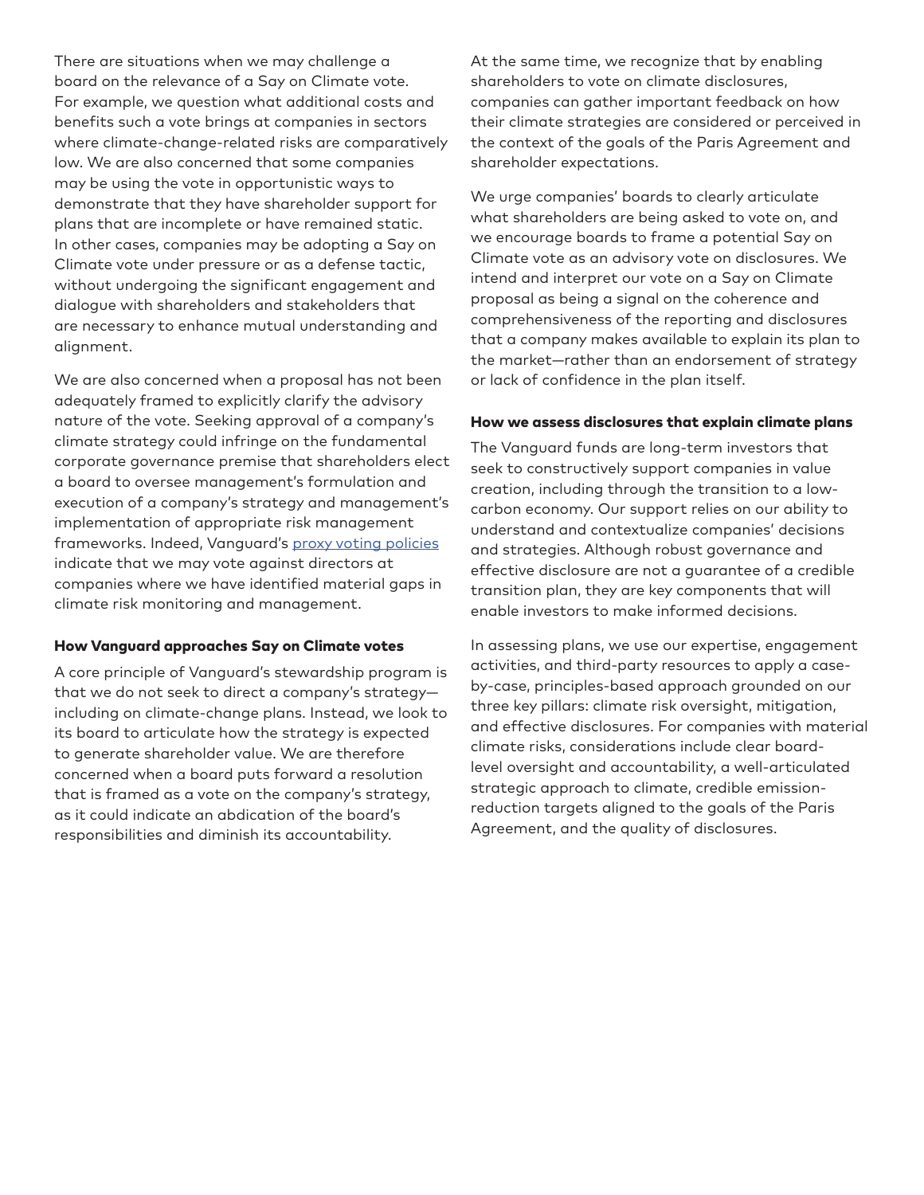There are situations when we may challenge a board on the relevance of a Say on Climate vote. For example, we question what additional costs and benefits such a vote brings at companies in sectors where climate-change-related risks are comparatively low. We are also concerned that some companies may be using the vote in opportunistic ways to demonstrate that they have shareholder support for plans that are incomplete or have remained static. In other cases, companies may be adopting a Say on Climate vote under pressure or as a defense tactic, without undergoing the significant engagement and dialogue with shareholders and stakeholders that are necessary to enhance mutual understanding and alignment.

We are also concerned when a proposal has not been adequately framed to explicitly clarify the advisory nature of the vote. Seeking approval of a company's climate strategy could infringe on the fundamental corporate governance premise that shareholders elect a board to oversee management's formulation and execution of a company's strategy and management's implementation of appropriate risk management frameworks. Indeed, Vanguard's proxy voting policies indicate that we may vote against directors at companies where we have identified material gaps in climate risk monitoring and management.

#### How Vanguard approaches Say on Climate votes

A core principle of Vanguard's stewardship program is that we do not seek to direct a company's strategy—including on climate-change plans. Instead, we look to its board to articulate how the strategy is expected to generate shareholder value. We are therefore concerned when a board puts forward a resolution that is framed as a vote on the company's strategy, as it could indicate an abdication of the board's responsibilities and diminish its accountability.

At the same time, we recognize that by enabling shareholders to vote on climate disclosures, companies can gather important feedback on how their climate strategies are considered or perceived in the context of the goals of the Paris Agreement and shareholder expectations.

We urge companies' boards to clearly articulate what shareholders are being asked to vote on, and we encourage boards to frame a potential Say on Climate vote as an advisory vote on disclosures. We intend and interpret our vote on a Say on Climate proposal as being a signal on the coherence and comprehensiveness of the reporting and disclosures that a company makes available to explain its plan to the market—rather than an endorsement of strategy or lack of confidence in the plan itself.

#### How we assess disclosures that explain climate plans

The Vanguard funds are long-term investors that seek to constructively support companies in value creation, including through the transition to a low-carbon economy. Our support relies on our ability to understand and contextualize companies' decisions and strategies. Although robust governance and effective disclosure are not a guarantee of a credible transition plan, they are key components that will enable investors to make informed decisions.

In assessing plans, we use our expertise, engagement activities, and third-party resources to apply a case-by-case, principles-based approach grounded on our three key pillars: climate risk oversight, mitigation, and effective disclosures. For companies with material climate risks, considerations include clear board-level oversight and accountability, a well-articulated strategic approach to climate, credible emission-reduction targets aligned to the goals of the Paris Agreement, and the quality of disclosures.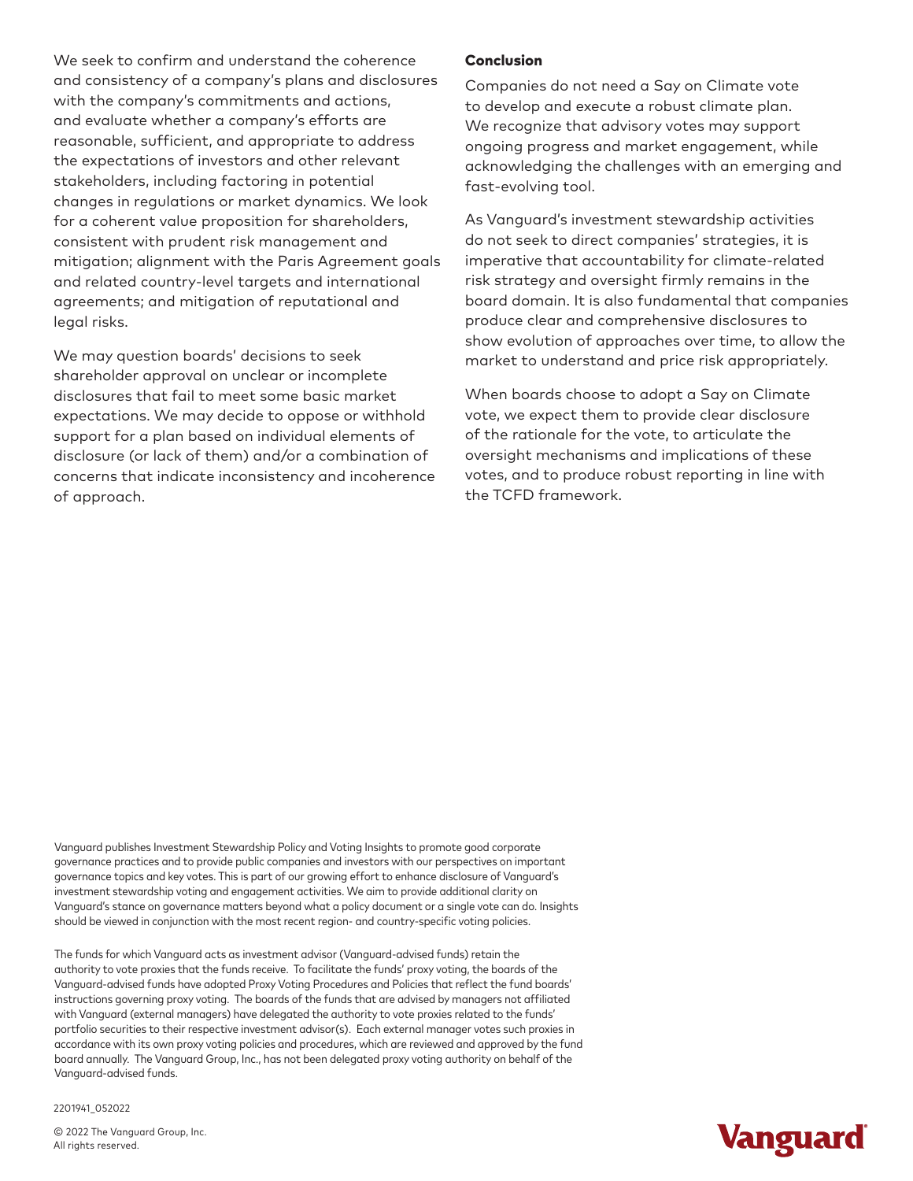We seek to confirm and understand the coherence and consistency of a company's plans and disclosures with the company's commitments and actions, and evaluate whether a company's efforts are reasonable, sufficient, and appropriate to address the expectations of investors and other relevant stakeholders, including factoring in potential changes in regulations or market dynamics. We look for a coherent value proposition for shareholders, consistent with prudent risk management and mitigation; alignment with the Paris Agreement goals and related country-level targets and international agreements; and mitigation of reputational and legal risks.

We may question boards' decisions to seek shareholder approval on unclear or incomplete disclosures that fail to meet some basic market expectations. We may decide to oppose or withhold support for a plan based on individual elements of disclosure (or lack of them) and/or a combination of concerns that indicate inconsistency and incoherence of approach.

## Conclusion

Companies do not need a Say on Climate vote to develop and execute a robust climate plan. We recognize that advisory votes may support ongoing progress and market engagement, while acknowledging the challenges with an emerging and fast-evolving tool.

As Vanguard's investment stewardship activities do not seek to direct companies' strategies, it is imperative that accountability for climate-related risk strategy and oversight firmly remains in the board domain. It is also fundamental that companies produce clear and comprehensive disclosures to show evolution of approaches over time, to allow the market to understand and price risk appropriately.

When boards choose to adopt a Say on Climate vote, we expect them to provide clear disclosure of the rationale for the vote, to articulate the oversight mechanisms and implications of these votes, and to produce robust reporting in line with the TCFD framework.

Vanguard publishes Investment Stewardship Policy and Voting Insights to promote good corporate governance practices and to provide public companies and investors with our perspectives on important governance topics and key votes. This is part of our growing effort to enhance disclosure of Vanguard's investment stewardship voting and engagement activities. We aim to provide additional clarity on Vanguard's stance on governance matters beyond what a policy document or a single vote can do. Insights should be viewed in conjunction with the most recent region- and country-specific voting policies.

The funds for which Vanguard acts as investment advisor (Vanguard-advised funds) retain the authority to vote proxies that the funds receive. To facilitate the funds' proxy voting, the boards of the Vanguard-advised funds have adopted Proxy Voting Procedures and Policies that reflect the fund boards' instructions governing proxy voting. The boards of the funds that are advised by managers not affiliated with Vanguard (external managers) have delegated the authority to vote proxies related to the funds' portfolio securities to their respective investment advisor(s). Each external manager votes such proxies in accordance with its own proxy voting policies and procedures, which are reviewed and approved by the fund board annually. The Vanguard Group, Inc., has not been delegated proxy voting authority on behalf of the Vanguard-advised funds.

2201941_052022

© 2022 The Vanguard Group, Inc.
All rights reserved.

Vanguard®